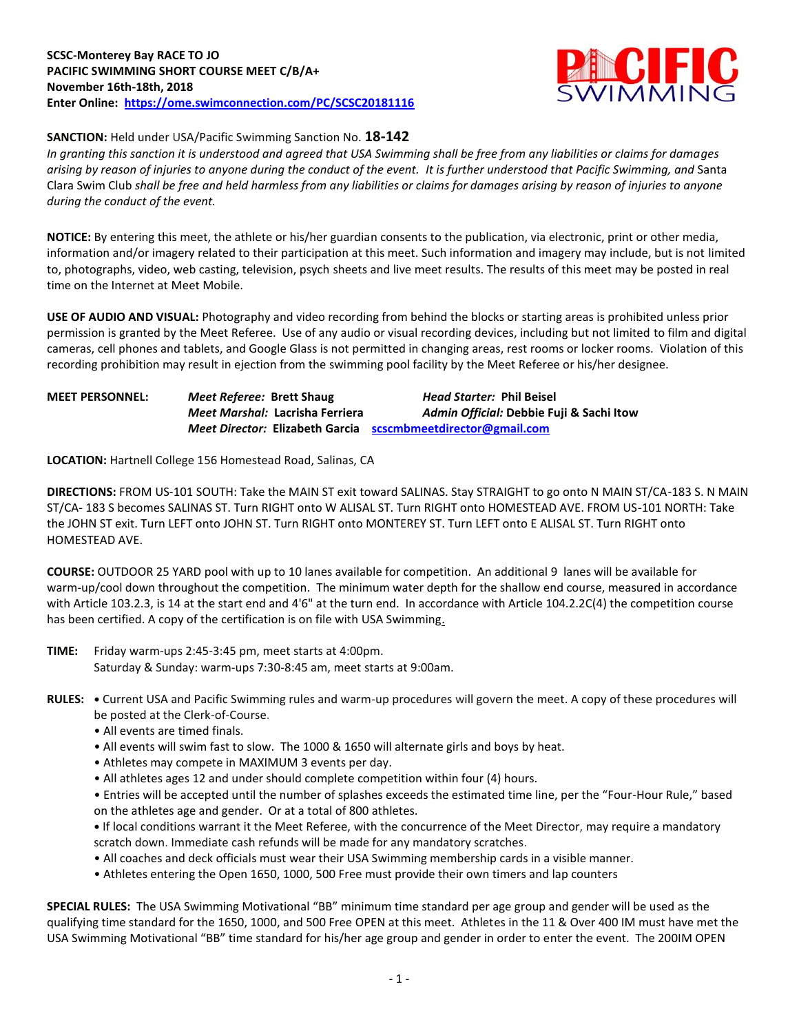**SCSC-Monterey Bay RACE TO JO**
**PACIFIC SWIMMING SHORT COURSE MEET C/B/A+**
**November 16th-18th, 2018**
**Enter Online: [https://ome.swimconnection.com/PC/SCSC20181116](https://ome.swimconnection.com/PC/SCSC20181116)**

**SANCTION:** Held under USA/Pacific Swimming Sanction No. **18-142**
*In granting this sanction it is understood and agreed that USA Swimming shall be free from any liabilities or claims for damages arising by reason of injuries to anyone during the conduct of the event. It is further understood that Pacific Swimming, and* Santa Clara Swim Club *shall be free and held harmless from any liabilities or claims for damages arising by reason of injuries to anyone during the conduct of the event.*

**NOTICE:** By entering this meet, the athlete or his/her guardian consents to the publication, via electronic, print or other media, information and/or imagery related to their participation at this meet. Such information and imagery may include, but is not limited to, photographs, video, web casting, television, psych sheets and live meet results. The results of this meet may be posted in real time on the Internet at Meet Mobile.

**USE OF AUDIO AND VISUAL:** Photography and video recording from behind the blocks or starting areas is prohibited unless prior permission is granted by the Meet Referee. Use of any audio or visual recording devices, including but not limited to film and digital cameras, cell phones and tablets, and Google Glass is not permitted in changing areas, rest rooms or locker rooms. Violation of this recording prohibition may result in ejection from the swimming pool facility by the Meet Referee or his/her designee.

**MEET PERSONNEL:** *Meet Referee:* **Brett Shaug** *Head Starter:* **Phil Beisel**
*Meet Marshal:* **Lacrisha Ferriera** *Admin Official:* **Debbie Fuji & Sachi Itow**
*Meet Director:* **Elizabeth Garcia** [scscmbmeetdirector@gmail.com](mailto:scscmbmeetdirector@gmail.com)

**LOCATION:** Hartnell College 156 Homestead Road, Salinas, CA

**DIRECTIONS:** FROM US-101 SOUTH: Take the MAIN ST exit toward SALINAS. Stay STRAIGHT to go onto N MAIN ST/CA-183 S. N MAIN ST/CA- 183 S becomes SALINAS ST. Turn RIGHT onto W ALISAL ST. Turn RIGHT onto HOMESTEAD AVE. FROM US-101 NORTH: Take the JOHN ST exit. Turn LEFT onto JOHN ST. Turn RIGHT onto MONTEREY ST. Turn LEFT onto E ALISAL ST. Turn RIGHT onto HOMESTEAD AVE.

**COURSE:** OUTDOOR 25 YARD pool with up to 10 lanes available for competition. An additional 9 lanes will be available for warm-up/cool down throughout the competition. The minimum water depth for the shallow end course, measured in accordance with Article 103.2.3, is 14 at the start end and 4'6" at the turn end. In accordance with Article 104.2.2C(4) the competition course has been certified. A copy of the certification is on file with USA Swimming.

**TIME:** Friday warm-ups 2:45-3:45 pm, meet starts at 4:00pm.
Saturday & Sunday: warm-ups 7:30-8:45 am, meet starts at 9:00am.

**RULES:**
- Current USA and Pacific Swimming rules and warm-up procedures will govern the meet. A copy of these procedures will be posted at the Clerk-of-Course.
- All events are timed finals.
- All events will swim fast to slow. The 1000 & 1650 will alternate girls and boys by heat.
- Athletes may compete in MAXIMUM 3 events per day.
- All athletes ages 12 and under should complete competition within four (4) hours.
- Entries will be accepted until the number of splashes exceeds the estimated time line, per the "Four-Hour Rule," based on the athletes age and gender. Or at a total of 800 athletes.
- If local conditions warrant it the Meet Referee, with the concurrence of the Meet Director, may require a mandatory scratch down. Immediate cash refunds will be made for any mandatory scratches.
- All coaches and deck officials must wear their USA Swimming membership cards in a visible manner.
- Athletes entering the Open 1650, 1000, 500 Free must provide their own timers and lap counters

**SPECIAL RULES:** The USA Swimming Motivational "BB" minimum time standard per age group and gender will be used as the qualifying time standard for the 1650, 1000, and 500 Free OPEN at this meet. Athletes in the 11 & Over 400 IM must have met the USA Swimming Motivational "BB" time standard for his/her age group and gender in order to enter the event. The 200IM OPEN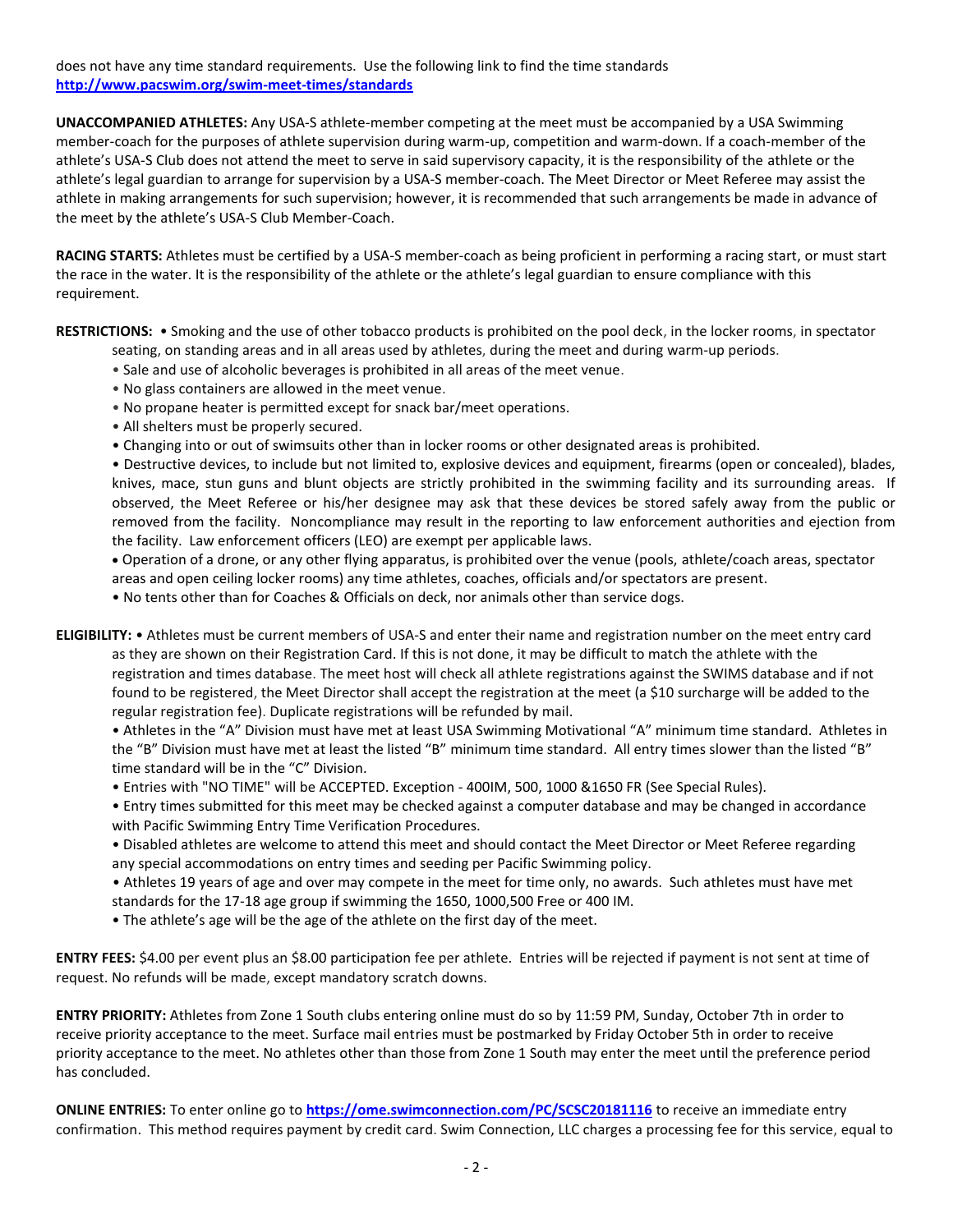does not have any time standard requirements. Use the following link to find the time standards
**http://www.pacswim.org/swim-meet-times/standards**

**UNACCOMPANIED ATHLETES:** Any USA-S athlete-member competing at the meet must be accompanied by a USA Swimming member-coach for the purposes of athlete supervision during warm-up, competition and warm-down. If a coach-member of the athlete's USA-S Club does not attend the meet to serve in said supervisory capacity, it is the responsibility of the athlete or the athlete's legal guardian to arrange for supervision by a USA-S member-coach. The Meet Director or Meet Referee may assist the athlete in making arrangements for such supervision; however, it is recommended that such arrangements be made in advance of the meet by the athlete's USA-S Club Member-Coach.

**RACING STARTS:** Athletes must be certified by a USA-S member-coach as being proficient in performing a racing start, or must start the race in the water. It is the responsibility of the athlete or the athlete's legal guardian to ensure compliance with this requirement.

**RESTRICTIONS:**
- Smoking and the use of other tobacco products is prohibited on the pool deck, in the locker rooms, in spectator seating, on standing areas and in all areas used by athletes, during the meet and during warm-up periods.
- Sale and use of alcoholic beverages is prohibited in all areas of the meet venue.
- No glass containers are allowed in the meet venue.
- No propane heater is permitted except for snack bar/meet operations.
- All shelters must be properly secured.
- Changing into or out of swimsuits other than in locker rooms or other designated areas is prohibited.
- Destructive devices, to include but not limited to, explosive devices and equipment, firearms (open or concealed), blades, knives, mace, stun guns and blunt objects are strictly prohibited in the swimming facility and its surrounding areas. If observed, the Meet Referee or his/her designee may ask that these devices be stored safely away from the public or removed from the facility. Noncompliance may result in the reporting to law enforcement authorities and ejection from the facility. Law enforcement officers (LEO) are exempt per applicable laws.
- Operation of a drone, or any other flying apparatus, is prohibited over the venue (pools, athlete/coach areas, spectator areas and open ceiling locker rooms) any time athletes, coaches, officials and/or spectators are present.
- No tents other than for Coaches & Officials on deck, nor animals other than service dogs.

**ELIGIBILITY:**
- Athletes must be current members of USA-S and enter their name and registration number on the meet entry card as they are shown on their Registration Card. If this is not done, it may be difficult to match the athlete with the registration and times database. The meet host will check all athlete registrations against the SWIMS database and if not found to be registered, the Meet Director shall accept the registration at the meet (a $10 surcharge will be added to the regular registration fee). Duplicate registrations will be refunded by mail.
- Athletes in the "A" Division must have met at least USA Swimming Motivational "A" minimum time standard. Athletes in the "B" Division must have met at least the listed "B" minimum time standard. All entry times slower than the listed "B" time standard will be in the "C" Division.
- Entries with "NO TIME" will be ACCEPTED. Exception - 400IM, 500, 1000 &1650 FR (See Special Rules).
- Entry times submitted for this meet may be checked against a computer database and may be changed in accordance with Pacific Swimming Entry Time Verification Procedures.
- Disabled athletes are welcome to attend this meet and should contact the Meet Director or Meet Referee regarding any special accommodations on entry times and seeding per Pacific Swimming policy.
- Athletes 19 years of age and over may compete in the meet for time only, no awards. Such athletes must have met standards for the 17-18 age group if swimming the 1650, 1000,500 Free or 400 IM.
- The athlete's age will be the age of the athlete on the first day of the meet.

**ENTRY FEES:** $4.00 per event plus an $8.00 participation fee per athlete. Entries will be rejected if payment is not sent at time of request. No refunds will be made, except mandatory scratch downs.

**ENTRY PRIORITY:** Athletes from Zone 1 South clubs entering online must do so by 11:59 PM, Sunday, October 7th in order to receive priority acceptance to the meet. Surface mail entries must be postmarked by Friday October 5th in order to receive priority acceptance to the meet. No athletes other than those from Zone 1 South may enter the meet until the preference period has concluded.

**ONLINE ENTRIES:** To enter online go to **https://ome.swimconnection.com/PC/SCSC20181116** to receive an immediate entry confirmation. This method requires payment by credit card. Swim Connection, LLC charges a processing fee for this service, equal to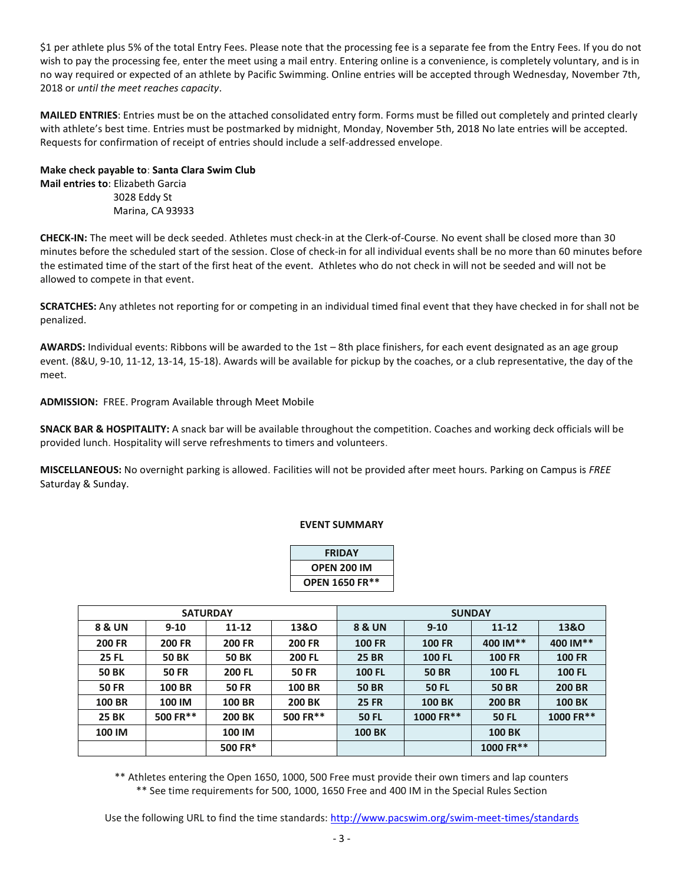$1 per athlete plus 5% of the total Entry Fees. Please note that the processing fee is a separate fee from the Entry Fees. If you do not wish to pay the processing fee, enter the meet using a mail entry. Entering online is a convenience, is completely voluntary, and is in no way required or expected of an athlete by Pacific Swimming. Online entries will be accepted through Wednesday, November 7th, 2018 or *until the meet reaches capacity*.

**MAILED ENTRIES**: Entries must be on the attached consolidated entry form. Forms must be filled out completely and printed clearly with athlete's best time. Entries must be postmarked by midnight, Monday, November 5th, 2018 No late entries will be accepted. Requests for confirmation of receipt of entries should include a self-addressed envelope.

**Make check payable to**: **Santa Clara Swim Club**
**Mail entries to**: Elizabeth Garcia
3028 Eddy St
Marina, CA 93933

**CHECK-IN:** The meet will be deck seeded. Athletes must check-in at the Clerk-of-Course. No event shall be closed more than 30 minutes before the scheduled start of the session. Close of check-in for all individual events shall be no more than 60 minutes before the estimated time of the start of the first heat of the event. Athletes who do not check in will not be seeded and will not be allowed to compete in that event.

**SCRATCHES:** Any athletes not reporting for or competing in an individual timed final event that they have checked in for shall not be penalized.

**AWARDS:** Individual events: Ribbons will be awarded to the 1st – 8th place finishers, for each event designated as an age group event. (8&U, 9-10, 11-12, 13-14, 15-18). Awards will be available for pickup by the coaches, or a club representative, the day of the meet.

**ADMISSION:** FREE. Program Available through Meet Mobile

**SNACK BAR & HOSPITALITY:** A snack bar will be available throughout the competition. Coaches and working deck officials will be provided lunch. Hospitality will serve refreshments to timers and volunteers.

**MISCELLANEOUS:** No overnight parking is allowed. Facilities will not be provided after meet hours. Parking on Campus is *FREE* Saturday & Sunday.

**EVENT SUMMARY**

| FRIDAY |
|---|
| OPEN 200 IM |
| OPEN 1650 FR** |

| SATURDAY | | | | SUNDAY | | | |
|---|---|---|---|---|---|---|---|
| 8 & UN | 9-10 | 11-12 | 13&O | 8 & UN | 9-10 | 11-12 | 13&O |
| 200 FR | 200 FR | 200 FR | 200 FR | 100 FR | 100 FR | 400 IM** | 400 IM** |
| 25 FL | 50 BK | 50 BK | 200 FL | 25 BR | 100 FL | 100 FR | 100 FR |
| 50 BK | 50 FR | 200 FL | 50 FR | 100 FL | 50 BR | 100 FL | 100 FL |
| 50 FR | 100 BR | 50 FR | 100 BR | 50 BR | 50 FL | 50 BR | 200 BR |
| 100 BR | 100 IM | 100 BR | 200 BK | 25 FR | 100 BK | 200 BR | 100 BK |
| 25 BK | 500 FR** | 200 BK | 500 FR** | 50 FL | 1000 FR** | 50 FL | 1000 FR** |
| 100 IM | | 100 IM | | 100 BK | | 100 BK | |
| | | 500 FR* | | | | 1000 FR** | |

** Athletes entering the Open 1650, 1000, 500 Free must provide their own timers and lap counters
** See time requirements for 500, 1000, 1650 Free and 400 IM in the Special Rules Section

Use the following URL to find the time standards: http://www.pacswim.org/swim-meet-times/standards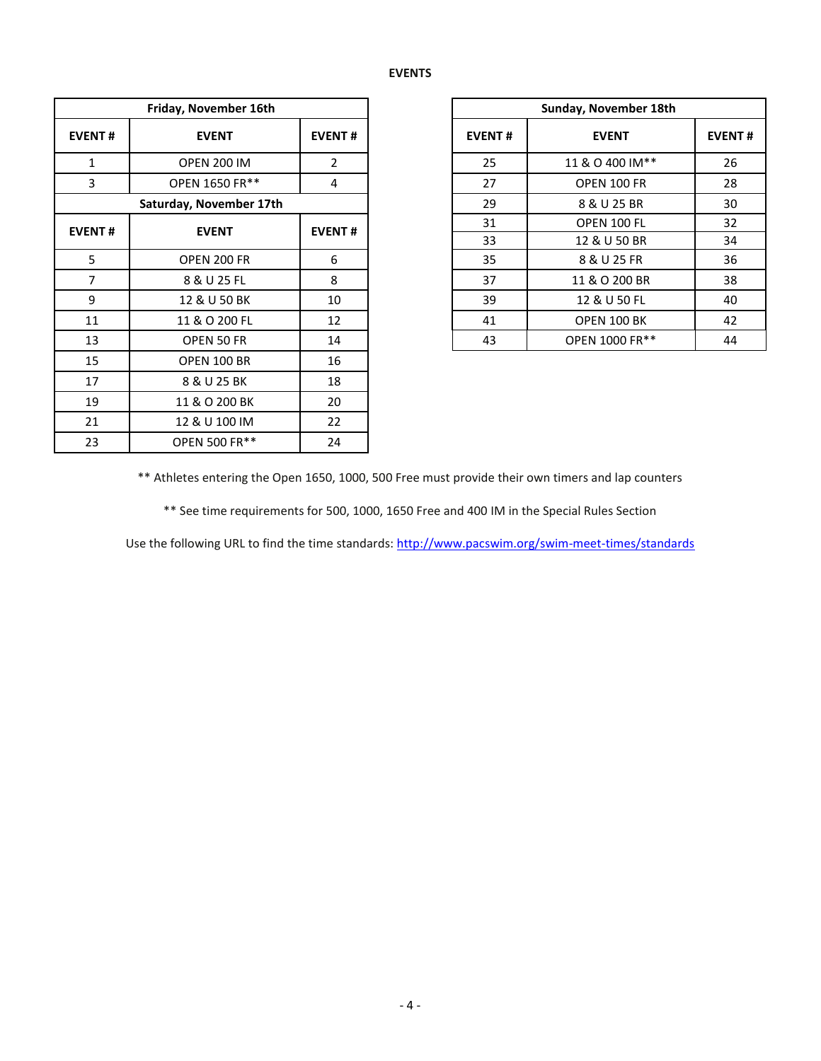## EVENTS

| Friday, November 16th | | |
|---|---|---|
| **EVENT #** | **EVENT** | **EVENT #** |
| 1 | OPEN 200 IM | 2 |
| 3 | OPEN 1650 FR** | 4 |
| **Saturday, November 17th** | | |
| **EVENT #** | **EVENT** | **EVENT #** |
| 5 | OPEN 200 FR | 6 |
| 7 | 8 & U 25 FL | 8 |
| 9 | 12 & U 50 BK | 10 |
| 11 | 11 & O 200 FL | 12 |
| 13 | OPEN 50 FR | 14 |
| 15 | OPEN 100 BR | 16 |
| 17 | 8 & U 25 BK | 18 |
| 19 | 11 & O 200 BK | 20 |
| 21 | 12 & U 100 IM | 22 |
| 23 | OPEN 500 FR** | 24 |

| Sunday, November 18th | | |
|---|---|---|
| **EVENT #** | **EVENT** | **EVENT #** |
| 25 | 11 & O 400 IM** | 26 |
| 27 | OPEN 100 FR | 28 |
| 29 | 8 & U 25 BR | 30 |
| 31 | OPEN 100 FL | 32 |
| 33 | 12 & U 50 BR | 34 |
| 35 | 8 & U 25 FR | 36 |
| 37 | 11 & O 200 BR | 38 |
| 39 | 12 & U 50 FL | 40 |
| 41 | OPEN 100 BK | 42 |
| 43 | OPEN 1000 FR** | 44 |

** Athletes entering the Open 1650, 1000, 500 Free must provide their own timers and lap counters

** See time requirements for 500, 1000, 1650 Free and 400 IM in the Special Rules Section

Use the following URL to find the time standards: http://www.pacswim.org/swim-meet-times/standards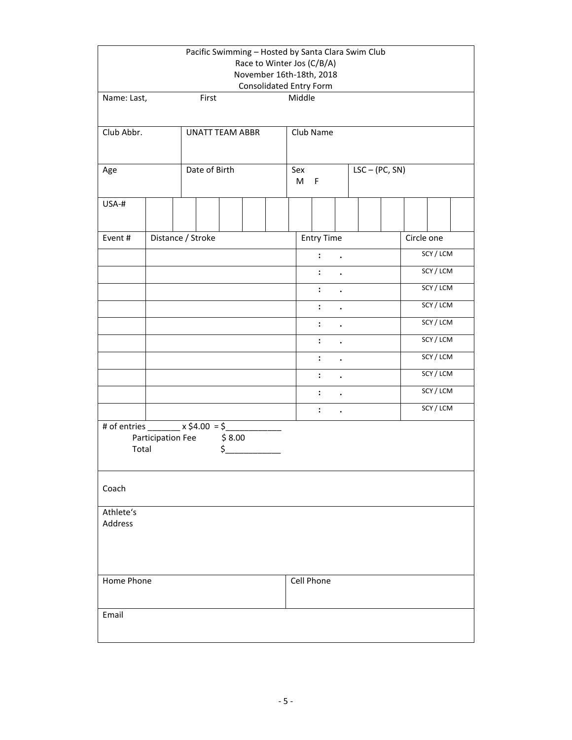Pacific Swimming – Hosted by Santa Clara Swim Club
Race to Winter Jos (C/B/A)
November 16th-18th, 2018
Consolidated Entry Form

| Name: Last, | First | Middle |
|---|---|---|
| | | |

| Club Abbr. | UNATT TEAM ABBR | Club Name |
|---|---|---|
| | | |

| Age | Date of Birth | Sex M F | LSC – (PC, SN) |
|---|---|---|---|
| | | | |

| USA-# | | | | | | | | | | | | | | |
|---|---|---|---|---|---|---|---|---|---|---|---|---|---|---|
| | | | | | | | | | | | | | | |

| Event # | Distance / Stroke | Entry Time | Circle one |
|---|---|---|---|
| | | : . | SCY / LCM |
| | | : . | SCY / LCM |
| | | : . | SCY / LCM |
| | | : . | SCY / LCM |
| | | : . | SCY / LCM |
| | | : . | SCY / LCM |
| | | : . | SCY / LCM |
| | | : . | SCY / LCM |
| | | : . | SCY / LCM |
| | | : . | SCY / LCM |

# of entries _______ x $4.00 = $____________
Participation Fee $ 8.00
Total $____________

Coach

Athlete's Address

| Home Phone | Cell Phone |
|---|---|
| | |

Email